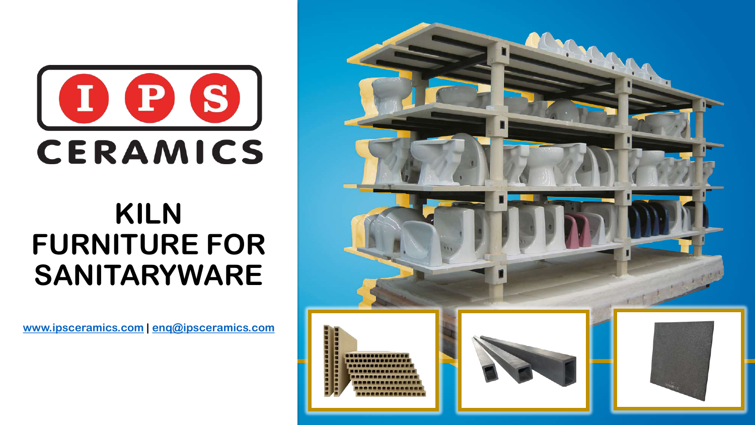IPS CERAMICS

# KILN FURNITURE FOR SANITARYWARE

www.ipsceramics.com | enq@ipsceramics.com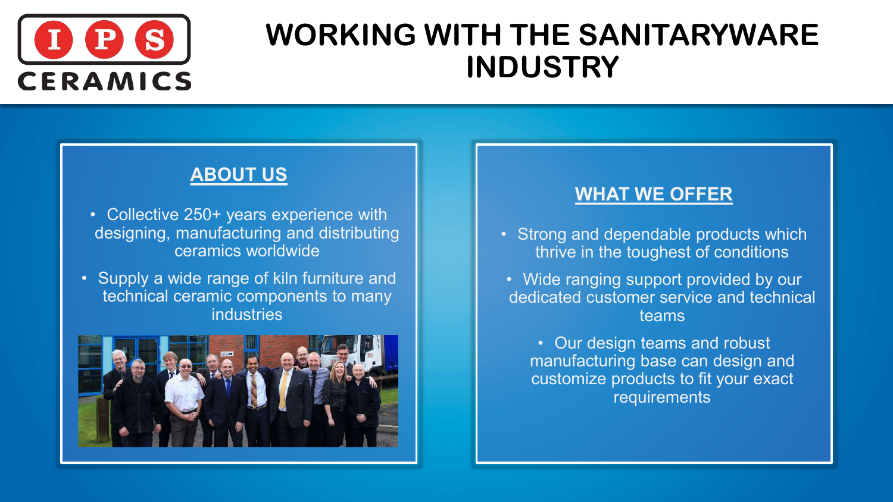# WORKING WITH THE SANITARYWARE INDUSTRY

## ABOUT US

- Collective 250+ years experience with designing, manufacturing and distributing ceramics worldwide
- Supply a wide range of kiln furniture and technical ceramic components to many industries

## WHAT WE OFFER

- Strong and dependable products which thrive in the toughest of conditions
- Wide ranging support provided by our dedicated customer service and technical teams
- Our design teams and robust manufacturing base can design and customize products to fit your exact requirements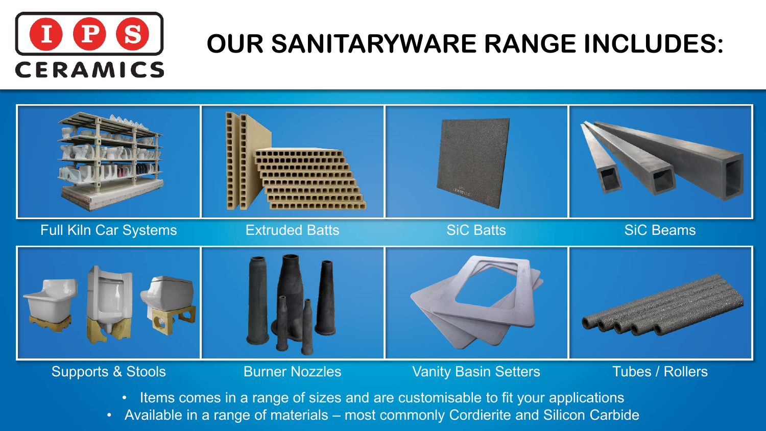# OUR SANITARYWARE RANGE INCLUDES:

Full Kiln Car Systems

Extruded Batts

SiC Batts

SiC Beams

Supports & Stools

Burner Nozzles

Vanity Basin Setters

Tubes / Rollers

- Items comes in a range of sizes and are customisable to fit your applications
- Available in a range of materials – most commonly Cordierite and Silicon Carbide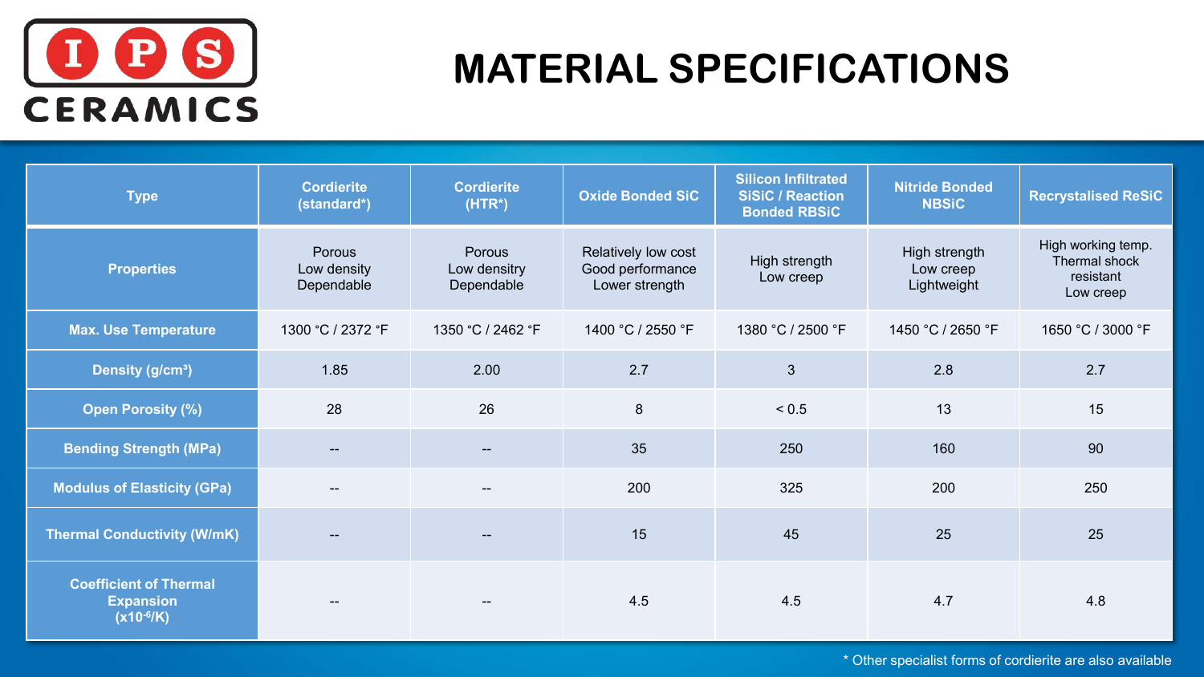# MATERIAL SPECIFICATIONS

| Type | Cordierite (standard*) | Cordierite (HTR*) | Oxide Bonded SiC | Silicon Infiltrated SiSiC / Reaction Bonded RBSiC | Nitride Bonded NBSiC | Recrystalised ReSiC |
|---|---|---|---|---|---|---|
| Properties | Porous<br>Low density<br>Dependable | Porous<br>Low densrity<br>Dependable | Relatively low cost<br>Good performance<br>Lower strength | High strength<br>Low creep | High strength<br>Low creep<br>Lightweight | High working temp.<br>Thermal shock resistant<br>Low creep |
| Max. Use Temperature | 1300 °C / 2372 °F | 1350 °C / 2462 °F | 1400 °C / 2550 °F | 1380 °C / 2500 °F | 1450 °C / 2650 °F | 1650 °C / 3000 °F |
| Density ($g/cm^3$) | 1.85 | 2.00 | 2.7 | 3 | 2.8 | 2.7 |
| Open Porosity (%) | 28 | 26 | 8 | < 0.5 | 13 | 15 |
| Bending Strength (MPa) | -- | -- | 35 | 250 | 160 | 90 |
| Modulus of Elasticity (GPa) | -- | -- | 200 | 325 | 200 | 250 |
| Thermal Conductivity (W/mK) | -- | -- | 15 | 45 | 25 | 25 |
| Coefficient of Thermal Expansion ($\times 10^{-6}/K$) | -- | -- | 4.5 | 4.5 | 4.7 | 4.8 |

* Other specialist forms of cordierite are also available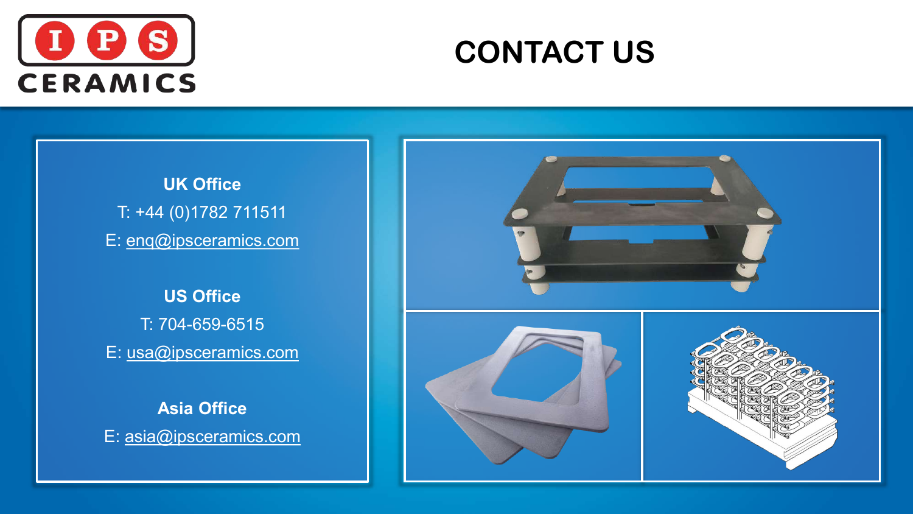# CONTACT US

**UK Office**

T: +44 (0)1782 711511

E: enq@ipsceramics.com

**US Office**

T: 704-659-6515

E: usa@ipsceramics.com

**Asia Office**

E: asia@ipsceramics.com